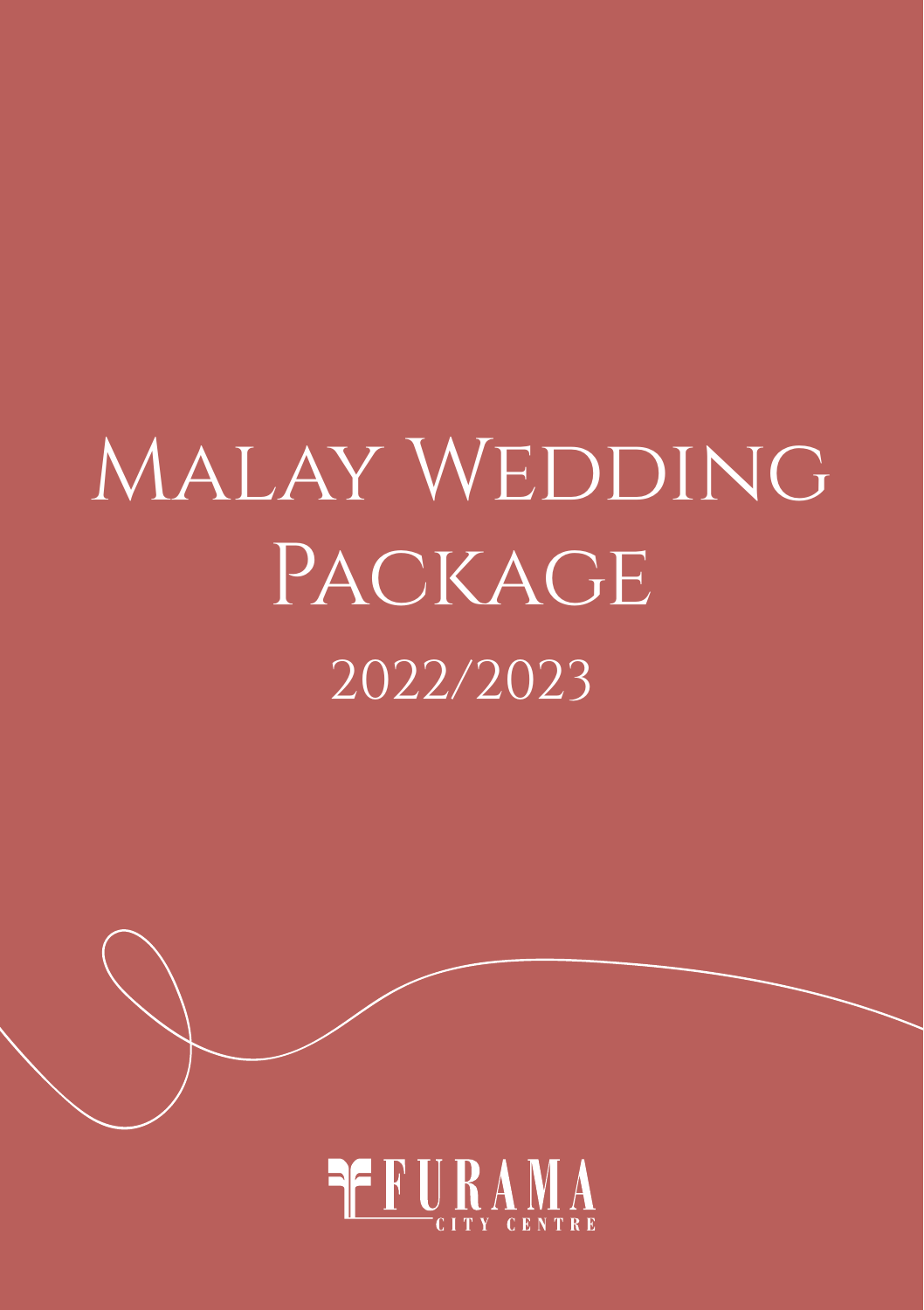# Malay Wedding Package

## 2022/2023

FURAMA CITY CENTRE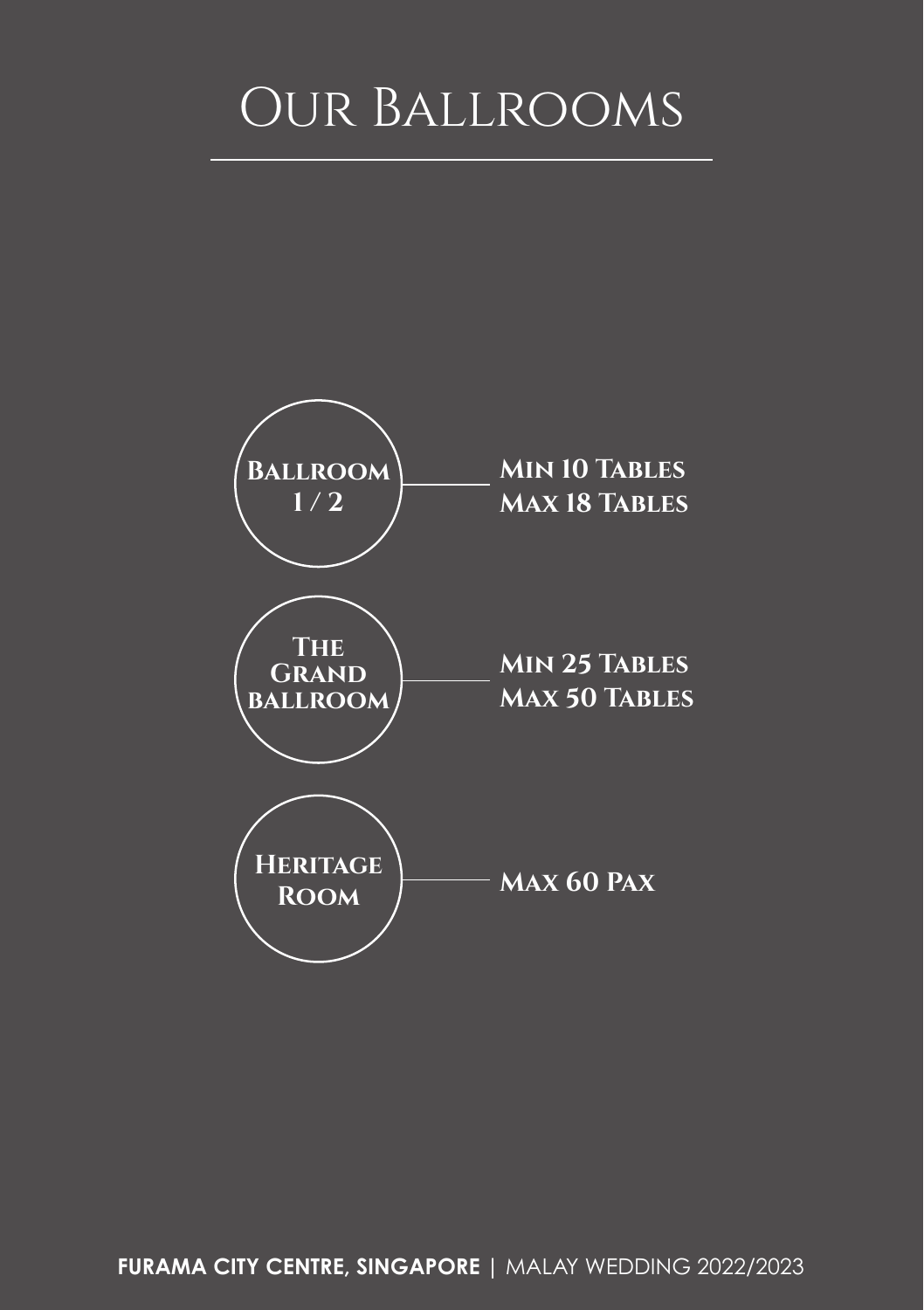# Our Ballrooms

**Ballroom 1 / 2** — **Min 10 Tables**, **Max 18 Tables**

**The Grand Ballroom** — **Min 25 Tables**, **Max 50 Tables**

**Heritage Room** — **Max 60 Pax**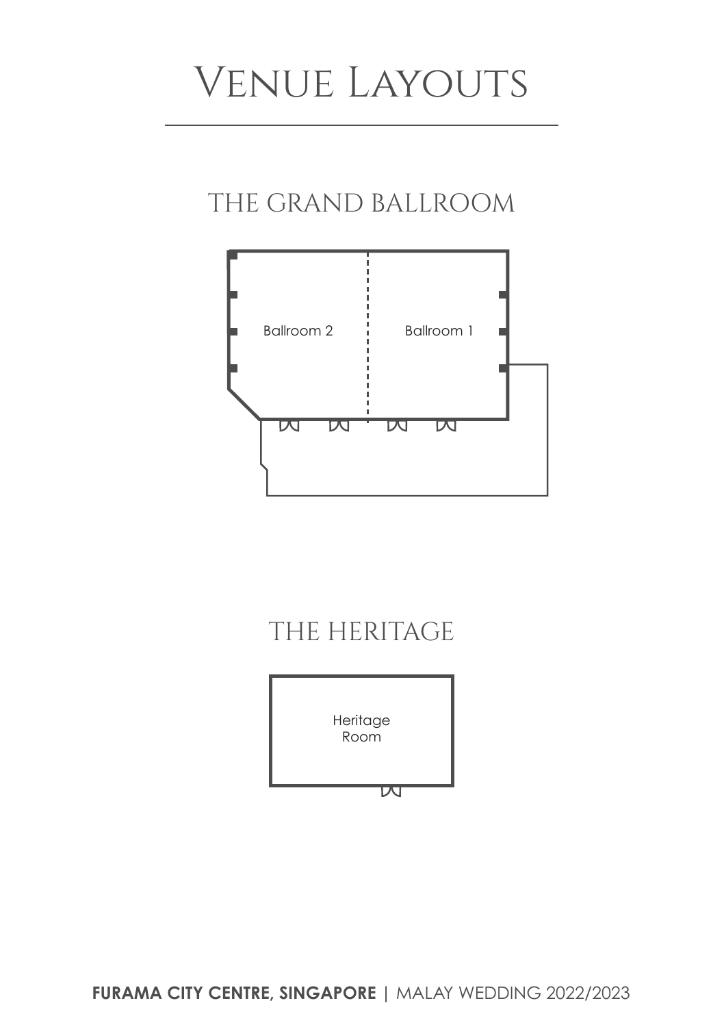# Venue Layouts

## THE GRAND BALLROOM

Ballroom 2

Ballroom 1

## THE HERITAGE

Heritage Room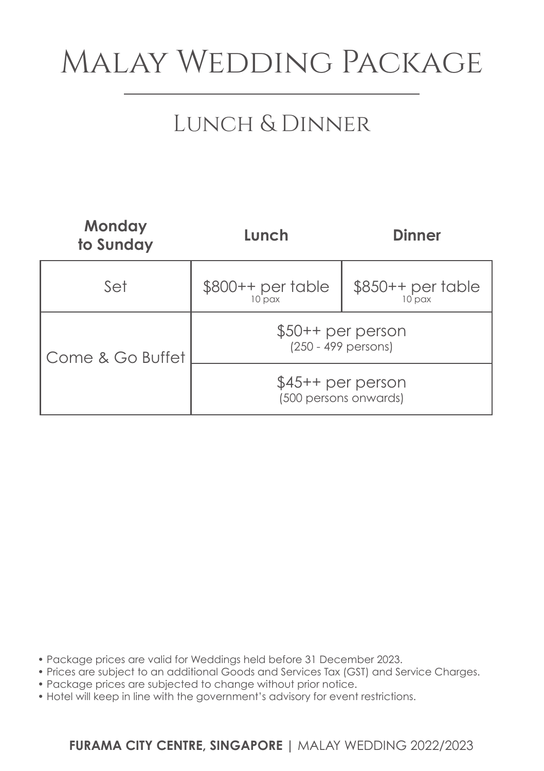# Malay Wedding Package

## Lunch & Dinner

| Monday to Sunday | Lunch | Dinner |
|---|---|---|
| Set | $800++ per table (10 pax) | $850++ per table (10 pax) |
| Come & Go Buffet | $50++ per person (250 - 499 persons) | |
| | $45++ per person (500 persons onwards) | |

- Package prices are valid for Weddings held before 31 December 2023.
- Prices are subject to an additional Goods and Services Tax (GST) and Service Charges.
- Package prices are subjected to change without prior notice.
- Hotel will keep in line with the government's advisory for event restrictions.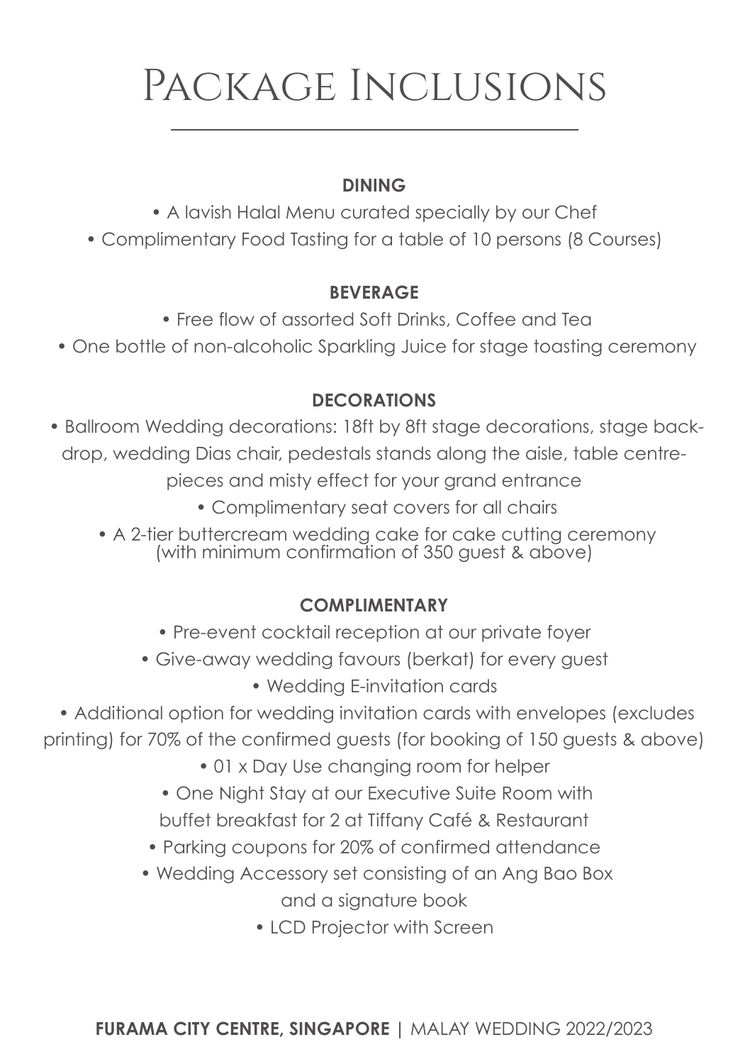# Package Inclusions

### DINING

- A lavish Halal Menu curated specially by our Chef
- Complimentary Food Tasting for a table of 10 persons (8 Courses)

### BEVERAGE

- Free flow of assorted Soft Drinks, Coffee and Tea
- One bottle of non-alcoholic Sparkling Juice for stage toasting ceremony

### DECORATIONS

- Ballroom Wedding decorations: 18ft by 8ft stage decorations, stage back-drop, wedding Dias chair, pedestals stands along the aisle, table centre-pieces and misty effect for your grand entrance
- Complimentary seat covers for all chairs
- A 2-tier buttercream wedding cake for cake cutting ceremony (with minimum confirmation of 350 guest & above)

### COMPLIMENTARY

- Pre-event cocktail reception at our private foyer
- Give-away wedding favours (berkat) for every guest
- Wedding E-invitation cards
- Additional option for wedding invitation cards with envelopes (excludes printing) for 70% of the confirmed guests (for booking of 150 guests & above)
- 01 x Day Use changing room for helper
- One Night Stay at our Executive Suite Room with buffet breakfast for 2 at Tiffany Café & Restaurant
- Parking coupons for 20% of confirmed attendance
- Wedding Accessory set consisting of an Ang Bao Box and a signature book
- LCD Projector with Screen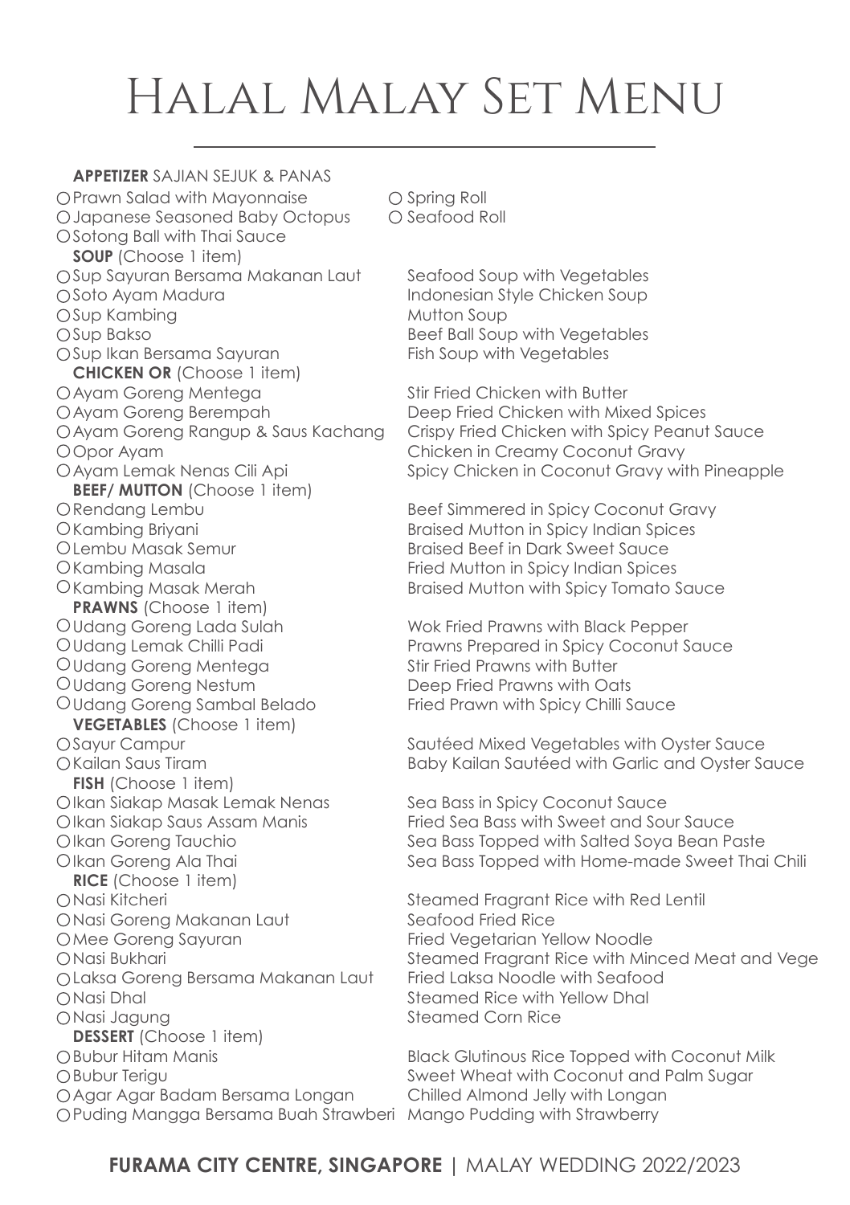# Halal Malay Set Menu

**APPETIZER** SAJIAN SEJUK & PANAS

- ○ Prawn Salad with Mayonnaise
- ○ Japanese Seasoned Baby Octopus
- ○ Sotong Ball with Thai Sauce
- ○ Spring Roll
- ○ Seafood Roll

**SOUP** (Choose 1 item)

| | |
|---|---|
| ○ Sup Sayuran Bersama Makanan Laut | Seafood Soup with Vegetables |
| ○ Soto Ayam Madura | Indonesian Style Chicken Soup |
| ○ Sup Kambing | Mutton Soup |
| ○ Sup Bakso | Beef Ball Soup with Vegetables |
| ○ Sup Ikan Bersama Sayuran | Fish Soup with Vegetables |

**CHICKEN OR** (Choose 1 item)

| | |
|---|---|
| ○ Ayam Goreng Mentega | Stir Fried Chicken with Butter |
| ○ Ayam Goreng Berempah | Deep Fried Chicken with Mixed Spices |
| ○ Ayam Goreng Rangup & Saus Kachang | Crispy Fried Chicken with Spicy Peanut Sauce |
| ○ Opor Ayam | Chicken in Creamy Coconut Gravy |
| ○ Ayam Lemak Nenas Cili Api | Spicy Chicken in Coconut Gravy with Pineapple |

**BEEF/ MUTTON** (Choose 1 item)

| | |
|---|---|
| ○ Rendang Lembu | Beef Simmered in Spicy Coconut Gravy |
| ○ Kambing Briyani | Braised Mutton in Spicy Indian Spices |
| ○ Lembu Masak Semur | Braised Beef in Dark Sweet Sauce |
| ○ Kambing Masala | Fried Mutton in Spicy Indian Spices |
| ○ Kambing Masak Merah | Braised Mutton with Spicy Tomato Sauce |

**PRAWNS** (Choose 1 item)

| | |
|---|---|
| ○ Udang Goreng Lada Sulah | Wok Fried Prawns with Black Pepper |
| ○ Udang Lemak Chilli Padi | Prawns Prepared in Spicy Coconut Sauce |
| ○ Udang Goreng Mentega | Stir Fried Prawns with Butter |
| ○ Udang Goreng Nestum | Deep Fried Prawns with Oats |
| ○ Udang Goreng Sambal Belado | Fried Prawn with Spicy Chilli Sauce |

**VEGETABLES** (Choose 1 item)

| | |
|---|---|
| ○ Sayur Campur | Sautéed Mixed Vegetables with Oyster Sauce |
| ○ Kailan Saus Tiram | Baby Kailan Sautéed with Garlic and Oyster Sauce |

**FISH** (Choose 1 item)

| | |
|---|---|
| ○ Ikan Siakap Masak Lemak Nenas | Sea Bass in Spicy Coconut Sauce |
| ○ Ikan Siakap Saus Assam Manis | Fried Sea Bass with Sweet and Sour Sauce |
| ○ Ikan Goreng Tauchio | Sea Bass Topped with Salted Soya Bean Paste |
| ○ Ikan Goreng Ala Thai | Sea Bass Topped with Home-made Sweet Thai Chili |

**RICE** (Choose 1 item)

| | |
|---|---|
| ○ Nasi Kitcheri | Steamed Fragrant Rice with Red Lentil |
| ○ Nasi Goreng Makanan Laut | Seafood Fried Rice |
| ○ Mee Goreng Sayuran | Fried Vegetarian Yellow Noodle |
| ○ Nasi Bukhari | Steamed Fragrant Rice with Minced Meat and Vege |
| ○ Laksa Goreng Bersama Makanan Laut | Fried Laksa Noodle with Seafood |
| ○ Nasi Dhal | Steamed Rice with Yellow Dhal |
| ○ Nasi Jagung | Steamed Corn Rice |

**DESSERT** (Choose 1 item)

| | |
|---|---|
| ○ Bubur Hitam Manis | Black Glutinous Rice Topped with Coconut Milk |
| ○ Bubur Terigu | Sweet Wheat with Coconut and Palm Sugar |
| ○ Agar Agar Badam Bersama Longan | Chilled Almond Jelly with Longan |
| ○ Puding Mangga Bersama Buah Strawberi | Mango Pudding with Strawberry |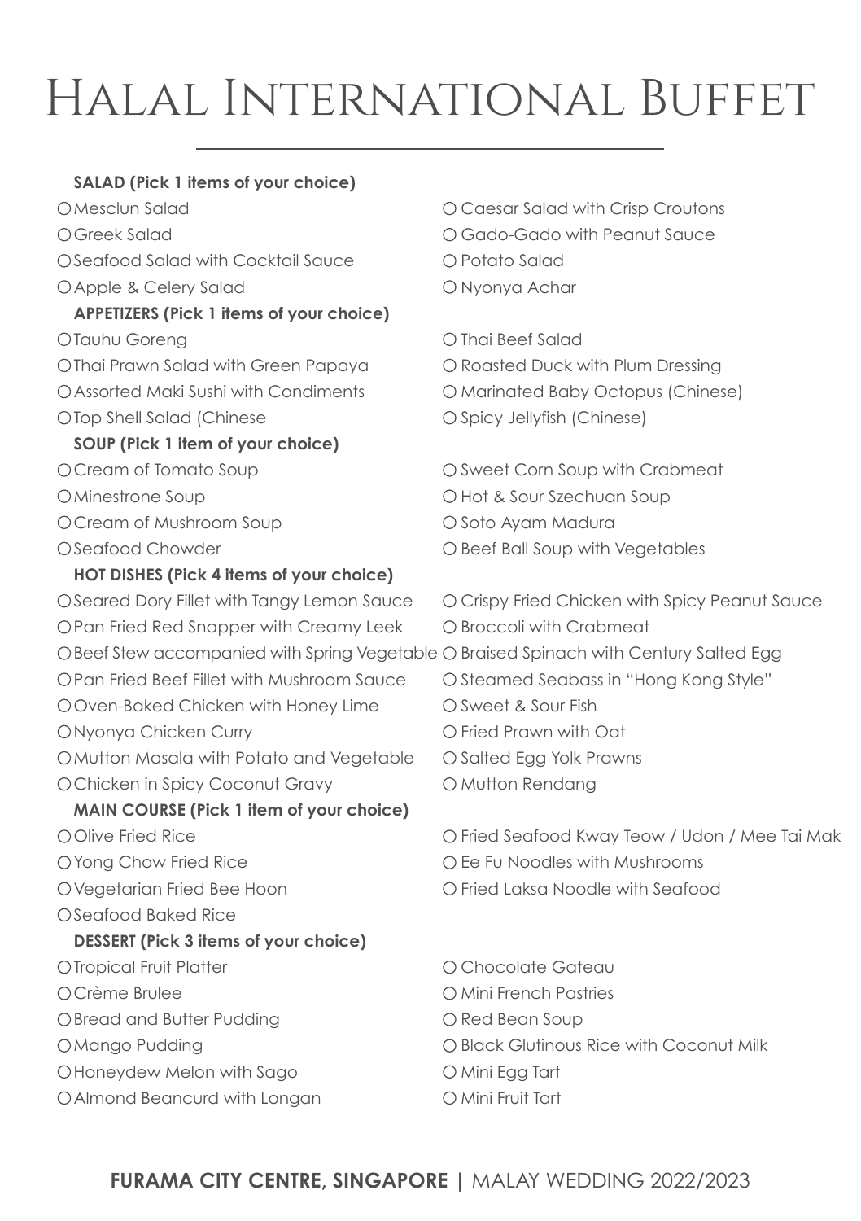# Halal International Buffet

**SALAD (Pick 1 items of your choice)**

- ○ Mesclun Salad
- ○ Greek Salad
- ○ Seafood Salad with Cocktail Sauce
- ○ Apple & Celery Salad
- ○ Caesar Salad with Crisp Croutons
- ○ Gado-Gado with Peanut Sauce
- ○ Potato Salad
- ○ Nyonya Achar

**APPETIZERS (Pick 1 items of your choice)**

- ○ Tauhu Goreng
- ○ Thai Prawn Salad with Green Papaya
- ○ Assorted Maki Sushi with Condiments
- ○ Top Shell Salad (Chinese
- ○ Thai Beef Salad
- ○ Roasted Duck with Plum Dressing
- ○ Marinated Baby Octopus (Chinese)
- ○ Spicy Jellyfish (Chinese)

**SOUP (Pick 1 item of your choice)**

- ○ Cream of Tomato Soup
- ○ Minestrone Soup
- ○ Cream of Mushroom Soup
- ○ Seafood Chowder
- ○ Sweet Corn Soup with Crabmeat
- ○ Hot & Sour Szechuan Soup
- ○ Soto Ayam Madura
- ○ Beef Ball Soup with Vegetables

**HOT DISHES (Pick 4 items of your choice)**

- ○ Seared Dory Fillet with Tangy Lemon Sauce
- ○ Pan Fried Red Snapper with Creamy Leek
- ○ Beef Stew accompanied with Spring Vegetable
- ○ Pan Fried Beef Fillet with Mushroom Sauce
- ○ Oven-Baked Chicken with Honey Lime
- ○ Nyonya Chicken Curry
- ○ Mutton Masala with Potato and Vegetable
- ○ Chicken in Spicy Coconut Gravy
- ○ Crispy Fried Chicken with Spicy Peanut Sauce
- ○ Broccoli with Crabmeat
- ○ Braised Spinach with Century Salted Egg
- ○ Steamed Seabass in "Hong Kong Style"
- ○ Sweet & Sour Fish
- ○ Fried Prawn with Oat
- ○ Salted Egg Yolk Prawns
- ○ Mutton Rendang

**MAIN COURSE (Pick 1 item of your choice)**

- ○ Olive Fried Rice
- ○ Yong Chow Fried Rice
- ○ Vegetarian Fried Bee Hoon
- ○ Seafood Baked Rice
- ○ Fried Seafood Kway Teow / Udon / Mee Tai Mak
- ○ Ee Fu Noodles with Mushrooms
- ○ Fried Laksa Noodle with Seafood

**DESSERT (Pick 3 items of your choice)**

- ○ Tropical Fruit Platter
- ○ Crème Brulee
- ○ Bread and Butter Pudding
- ○ Mango Pudding
- ○ Honeydew Melon with Sago
- ○ Almond Beancurd with Longan
- ○ Chocolate Gateau
- ○ Mini French Pastries
- ○ Red Bean Soup
- ○ Black Glutinous Rice with Coconut Milk
- ○ Mini Egg Tart
- ○ Mini Fruit Tart

**FURAMA CITY CENTRE, SINGAPORE** | MALAY WEDDING 2022/2023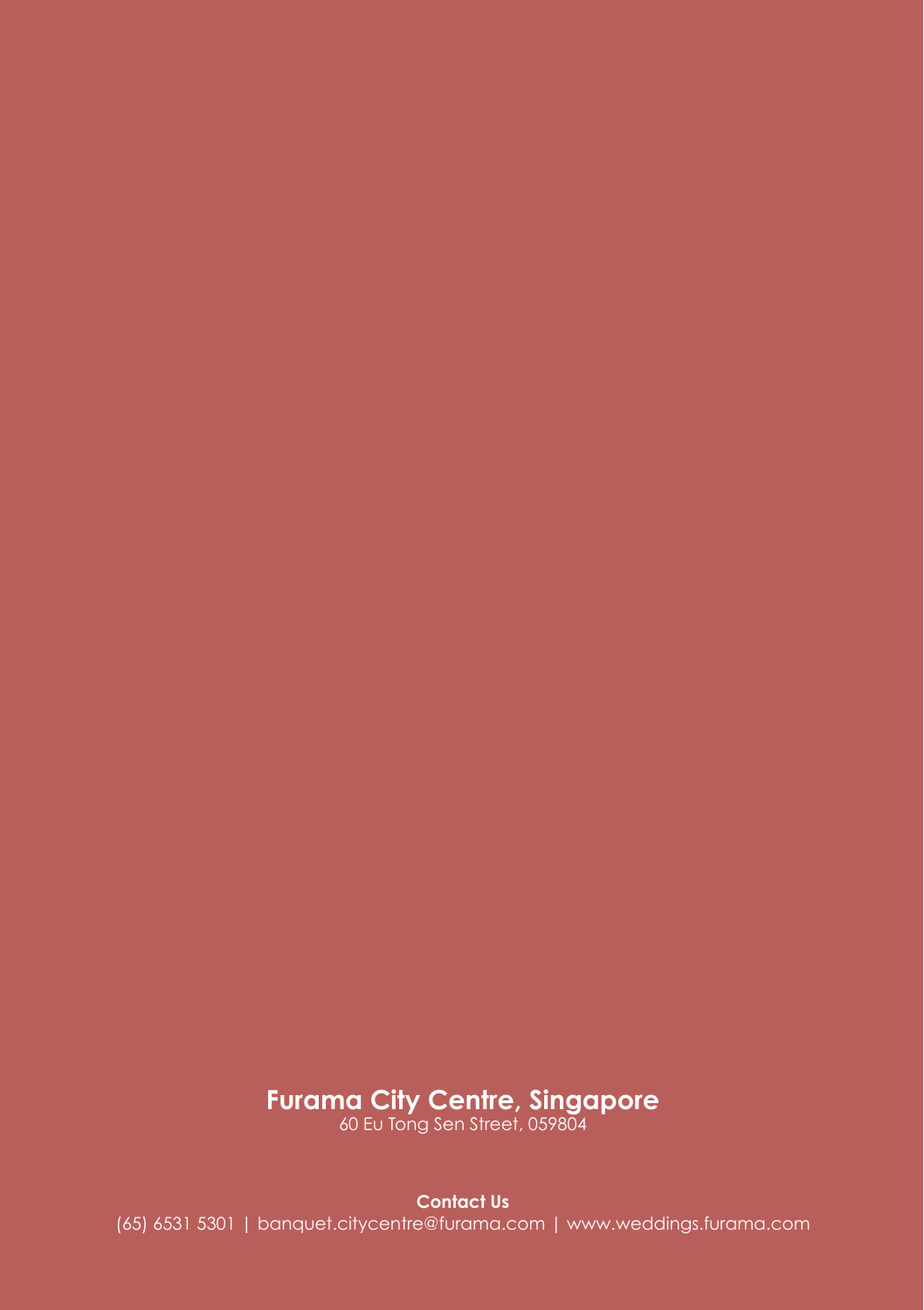**Furama City Centre, Singapore**
60 Eu Tong Sen Street, 059804

**Contact Us**
(65) 6531 5301 | banquet.citycentre@furama.com | www.weddings.furama.com